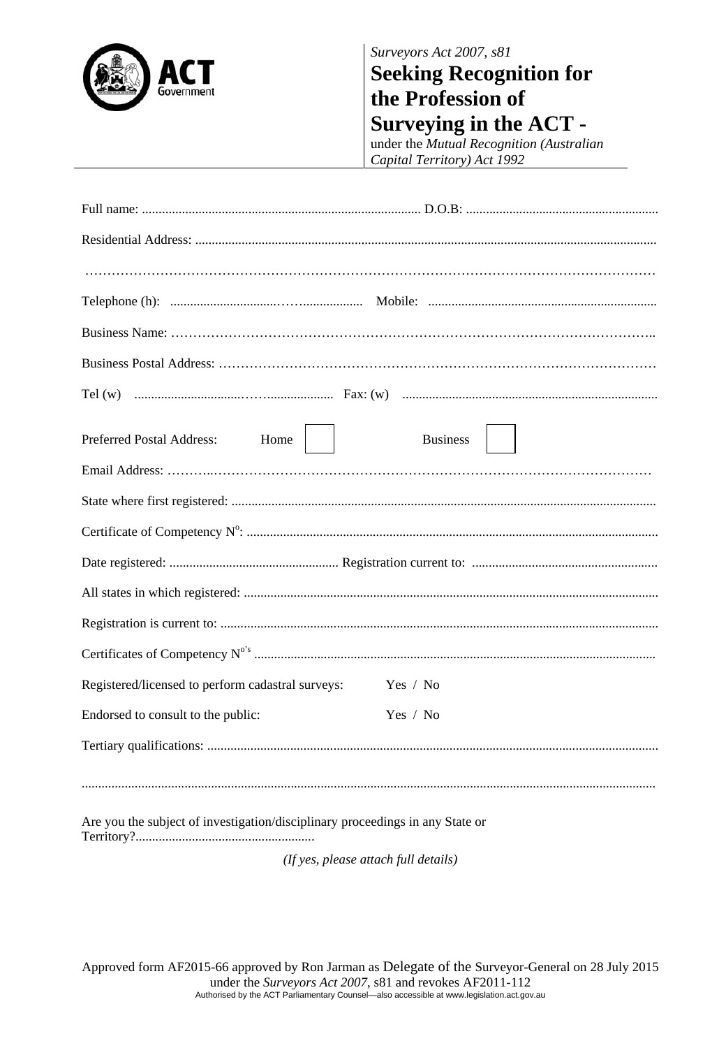*Surveyors Act 2007, s81*

# Seeking Recognition for the Profession of Surveying in the ACT -

under the *Mutual Recognition (Australian Capital Territory) Act 1992*

Full name: ................................................................................... D.O.B: ..........................................................

Residential Address: .........................................................................................................................................

……………………………………………………………………………………………………………………

Telephone (h): ................................……................. Mobile: ....................................................................

Business Name: ……………………………………………………………………………………………..

Business Postal Address: ………………………………………………………………………………………

Tel (w) ................................……................... Fax: (w) ............................................................................

Preferred Postal Address: Home ☐ Business ☐

Email Address: ………..……………………………………………………………………………………

State where first registered: .............................................................................................................................

Certificate of Competency N$^{o}$: ..........................................................................................................................

Date registered: .................................................... Registration current to: .......................................................

All states in which registered: ...........................................................................................................................

Registration is current to: ..................................................................................................................................

Certificates of Competency N$^{o's}$ .......................................................................................................................

Registered/licensed to perform cadastral surveys: Yes / No

Endorsed to consult to the public: Yes / No

Tertiary qualifications: .....................................................................................................................................

.........................................................................................................................................................................

Are you the subject of investigation/disciplinary proceedings in any State or Territory?......................................................

*(If yes, please attach full details)*

Approved form AF2015-66 approved by Ron Jarman as Delegate of the Surveyor-General on 28 July 2015 under the *Surveyors Act 2007*, s81 and revokes AF2011-112

Authorised by the ACT Parliamentary Counsel—also accessible at www.legislation.act.gov.au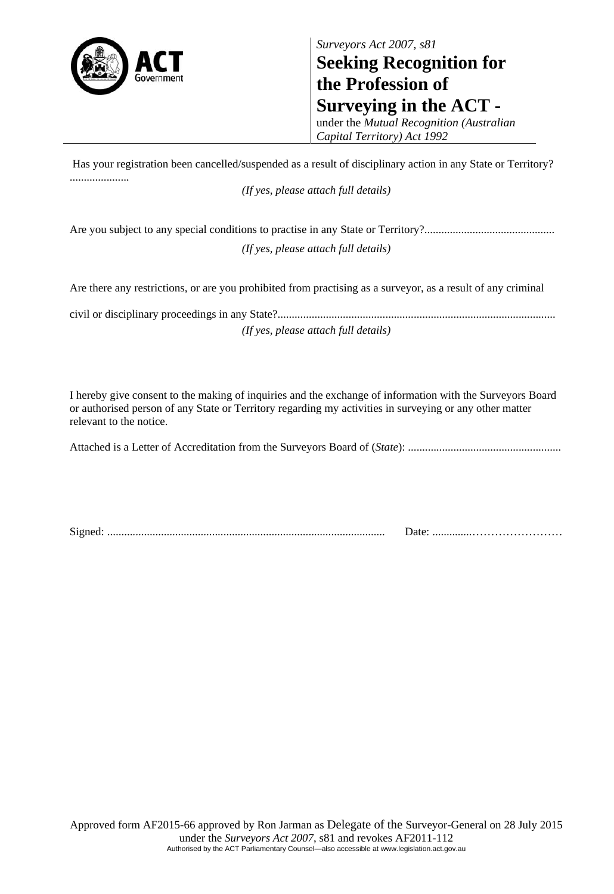*Surveyors Act 2007, s81*

# Seeking Recognition for the Profession of Surveying in the ACT -

under the *Mutual Recognition (Australian Capital Territory) Act 1992*

Has your registration been cancelled/suspended as a result of disciplinary action in any State or Territory? .....................

*(If yes, please attach full details)*

Are you subject to any special conditions to practise in any State or Territory?..............................................

*(If yes, please attach full details)*

Are there any restrictions, or are you prohibited from practising as a surveyor, as a result of any criminal civil or disciplinary proceedings in any State?..................................................................................................

*(If yes, please attach full details)*

I hereby give consent to the making of inquiries and the exchange of information with the Surveyors Board or authorised person of any State or Territory regarding my activities in surveying or any other matter relevant to the notice.

Attached is a Letter of Accreditation from the Surveyors Board of (*State*): ......................................................

Signed: ................................................................................................. Date: .............……………………

Approved form AF2015-66 approved by Ron Jarman as Delegate of the Surveyor-General on 28 July 2015 under the *Surveyors Act 2007*, s81 and revokes AF2011-112

Authorised by the ACT Parliamentary Counsel—also accessible at www.legislation.act.gov.au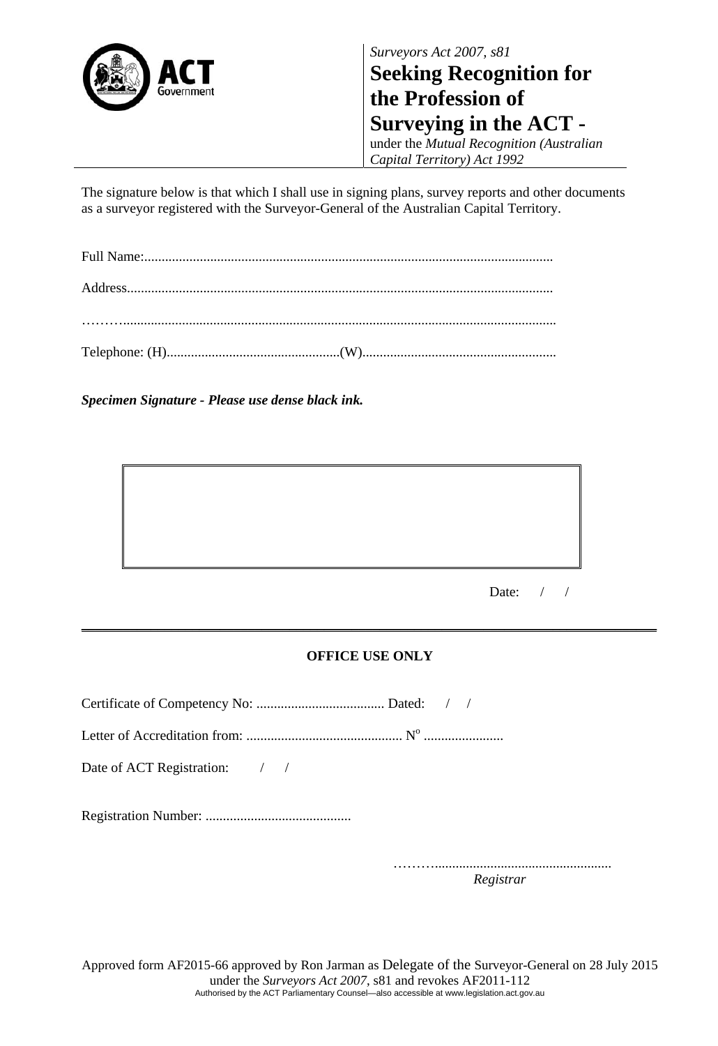*Surveyors Act 2007, s81*

# Seeking Recognition for the Profession of Surveying in the ACT -

under the *Mutual Recognition (Australian Capital Territory) Act 1992*

The signature below is that which I shall use in signing plans, survey reports and other documents as a surveyor registered with the Surveyor-General of the Australian Capital Territory.

Full Name:....................................................................................................................

Address........................................................................................................................

………..........................................................................................................................

Telephone: (H).................................................(W).......................................................

***Specimen Signature - Please use dense black ink.***

Date: / /

---

**OFFICE USE ONLY**

Certificate of Competency No: ..................................... Dated: / /

Letter of Accreditation from: ............................................ N[o] .......................

Date of ACT Registration: / /

Registration Number: ..........................................

………..................................................

*Registrar*

Approved form AF2015-66 approved by Ron Jarman as Delegate of the Surveyor-General on 28 July 2015 under the *Surveyors Act 2007*, s81 and revokes AF2011-112

Authorised by the ACT Parliamentary Counsel—also accessible at www.legislation.act.gov.au